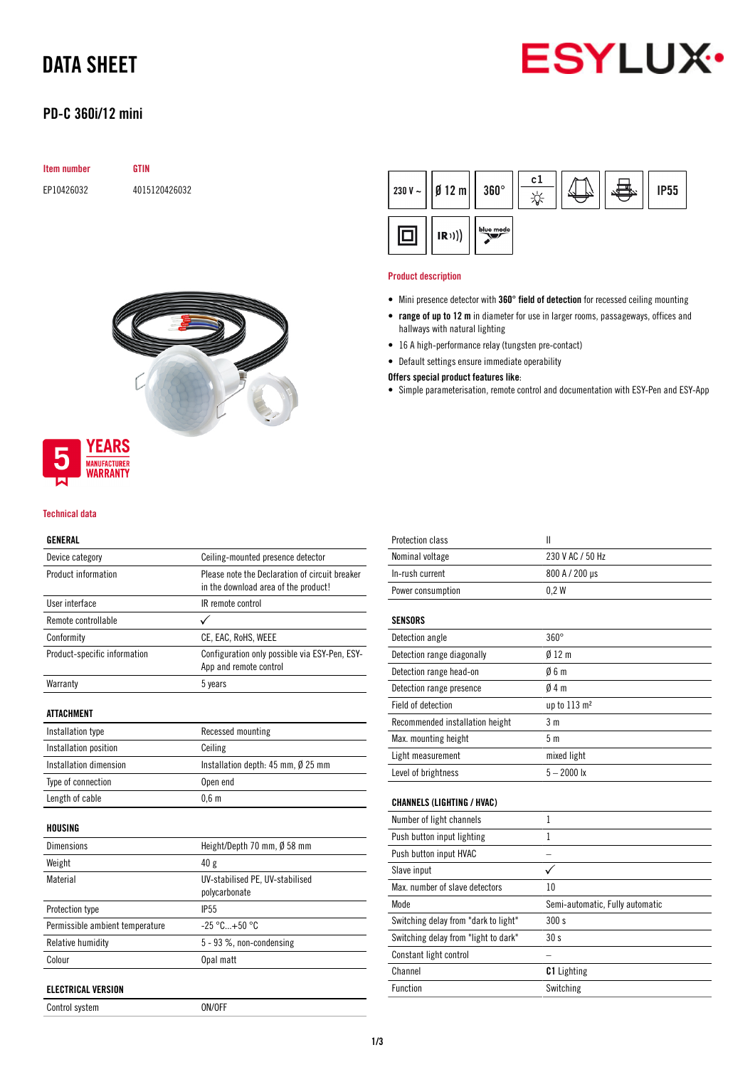# DATA SHEET

## PD-C 360i/12 mini

| Item number | GTIN |
|---|---|
| EP10426032 | 4015120426032 |

230 V ~ | Ø 12 m | 360° | c1 | IP55

5 YEARS MANUFACTURER WARRANTY

### Product description

- Mini presence detector with **360° field of detection** for recessed ceiling mounting
- **range of up to 12 m** in diameter for use in larger rooms, passageways, offices and hallways with natural lighting
- 16 A high-performance relay (tungsten pre-contact)
- Default settings ensure immediate operability

**Offers special product features like:**

- Simple parameterisation, remote control and documentation with ESY-Pen and ESY-App

### Technical data

| GENERAL | |
|---|---|
| Device category | Ceiling-mounted presence detector |
| Product information | Please note the Declaration of circuit breaker in the download area of the product! |
| User interface | IR remote control |
| Remote controllable | ✓ |
| Conformity | CE, EAC, RoHS, WEEE |
| Product-specific information | Configuration only possible via ESY-Pen, ESY-App and remote control |
| Warranty | 5 years |

| ATTACHMENT | |
|---|---|
| Installation type | Recessed mounting |
| Installation position | Ceiling |
| Installation dimension | Installation depth: 45 mm, Ø 25 mm |
| Type of connection | Open end |
| Length of cable | 0,6 m |

| HOUSING | |
|---|---|
| Dimensions | Height/Depth 70 mm, Ø 58 mm |
| Weight | 40 g |
| Material | UV-stabilised PE, UV-stabilised polycarbonate |
| Protection type | IP55 |
| Permissible ambient temperature | -25 °C...+50 °C |
| Relative humidity | 5 - 93 %, non-condensing |
| Colour | Opal matt |

| ELECTRICAL VERSION | |
|---|---|
| Control system | ON/OFF |
| Protection class | II |
| Nominal voltage | 230 V AC / 50 Hz |
| In-rush current | 800 A / 200 µs |
| Power consumption | 0,2 W |

| SENSORS | |
|---|---|
| Detection angle | 360° |
| Detection range diagonally | Ø 12 m |
| Detection range head-on | Ø 6 m |
| Detection range presence | Ø 4 m |
| Field of detection | up to 113 m² |
| Recommended installation height | 3 m |
| Max. mounting height | 5 m |
| Light measurement | mixed light |
| Level of brightness | 5 – 2000 lx |

| CHANNELS (LIGHTING / HVAC) | |
|---|---|
| Number of light channels | 1 |
| Push button input lighting | 1 |
| Push button input HVAC | – |
| Slave input | ✓ |
| Max. number of slave detectors | 10 |
| Mode | Semi-automatic, Fully automatic |
| Switching delay from "dark to light" | 300 s |
| Switching delay from "light to dark" | 30 s |
| Constant light control | – |
| Channel | **C1** Lighting |
| Function | Switching |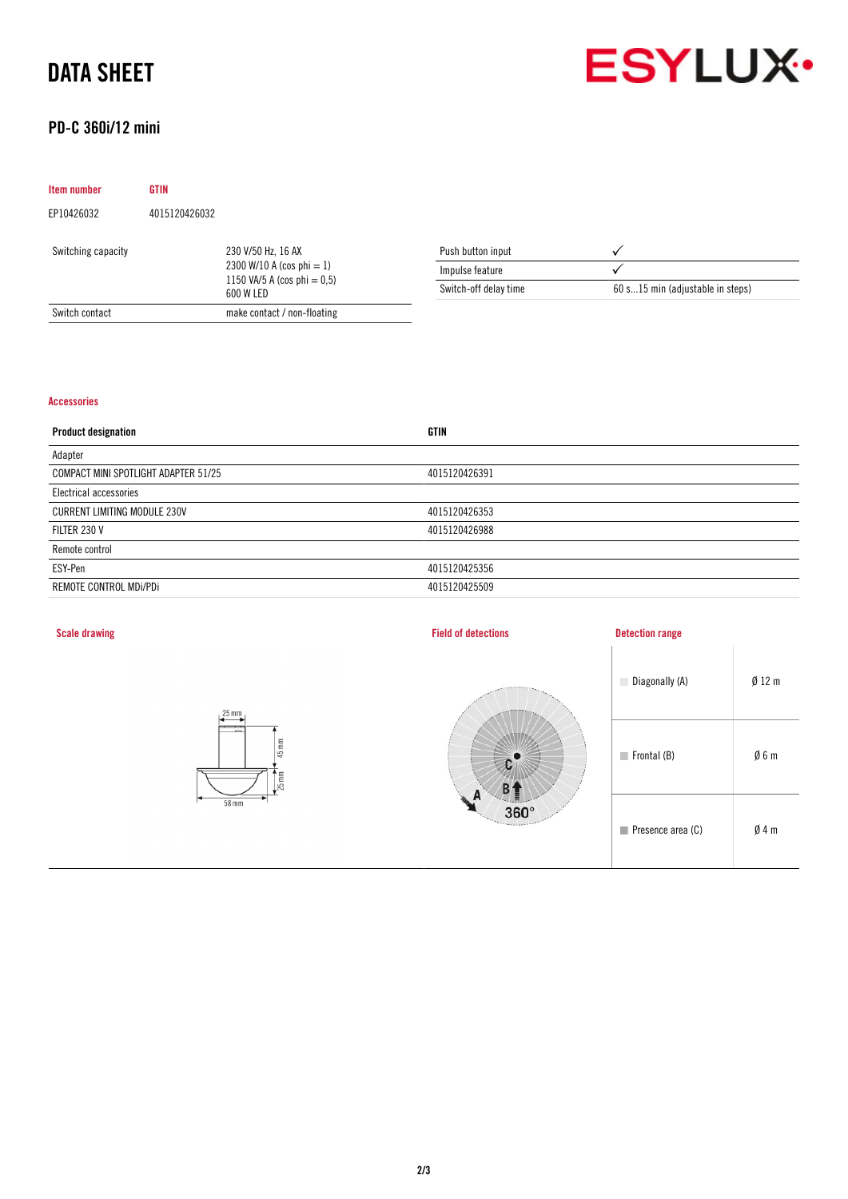# DATA SHEET

## PD-C 360i/12 mini

| Item number | GTIN |
|---|---|
| EP10426032 | 4015120426032 |

| | |
|---|---|
| Switching capacity | 230 V/50 Hz, 16 AX<br>2300 W/10 A (cos phi = 1)<br>1150 VA/5 A (cos phi = 0,5)<br>600 W LED |
| Switch contact | make contact / non-floating |

| | |
|---|---|
| Push button input | ✓ |
| Impulse feature | ✓ |
| Switch-off delay time | 60 s...15 min (adjustable in steps) |

### Accessories

| Product designation | GTIN |
|---|---|
| Adapter | |
| COMPACT MINI SPOTLIGHT ADAPTER 51/25 | 4015120426391 |
| Electrical accessories | |
| CURRENT LIMITING MODULE 230V | 4015120426353 |
| FILTER 230 V | 4015120426988 |
| Remote control | |
| ESY-Pen | 4015120425356 |
| REMOTE CONTROL MDi/PDi | 4015120425509 |

### Scale drawing

25 mm
45 mm
25 mm
58 mm

### Field of detections

A B C 360°

### Detection range

| | |
|---|---|
| Diagonally (A) | Ø 12 m |
| Frontal (B) | Ø 6 m |
| Presence area (C) | Ø 4 m |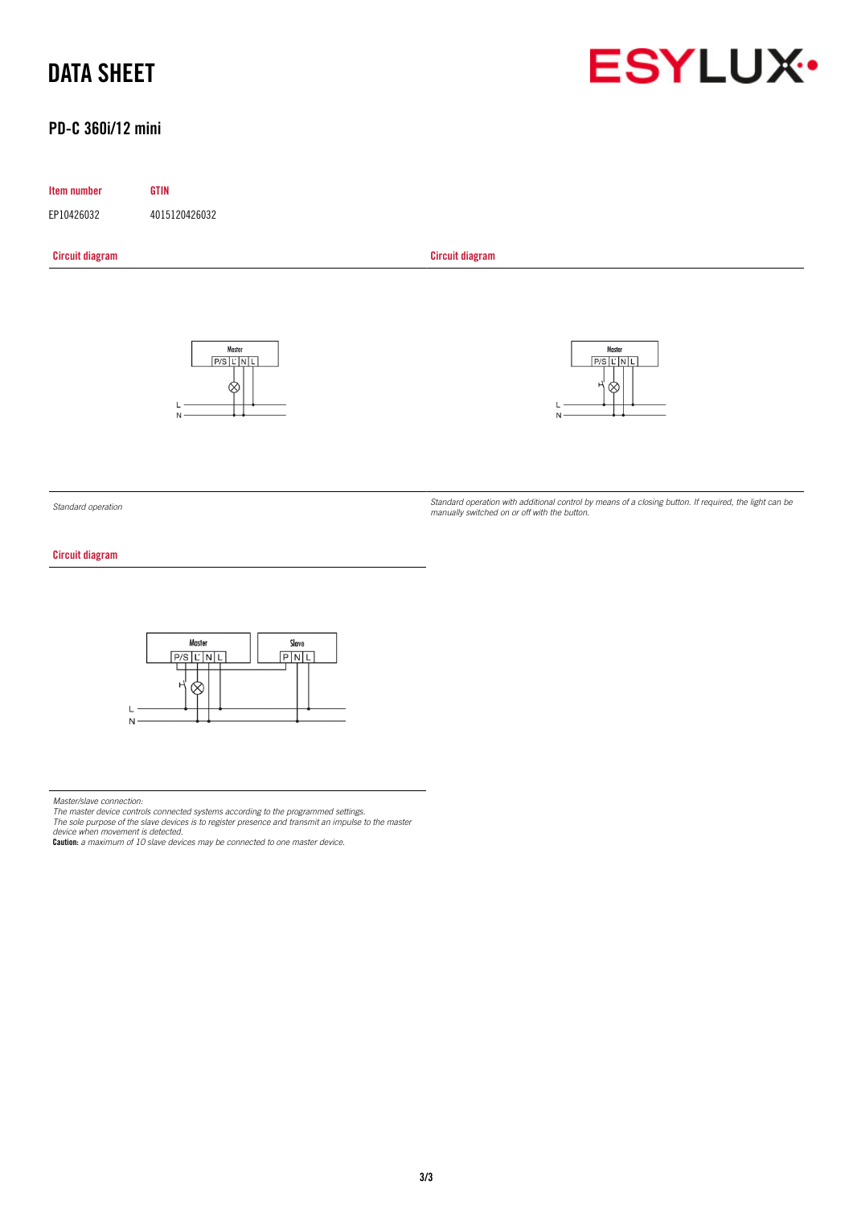# DATA SHEET

## PD-C 360i/12 mini

| Item number | GTIN |
| --- | --- |
| EP10426032 | 4015120426032 |

### Circuit diagram

Master

P/S | L | N | L

L
N

*Standard operation*

### Circuit diagram

Master

P/S | L' | N | L

L
N

*Standard operation with additional control by means of a closing button. If required, the light can be manually switched on or off with the button.*

### Circuit diagram

Master

P/S | L' | N | L

Slave

P | N | L

L
N

*Master/slave connection:*
*The master device controls connected systems according to the programmed settings.*
*The sole purpose of the slave devices is to register presence and transmit an impulse to the master device when movement is detected.*
**Caution:** *a maximum of 10 slave devices may be connected to one master device.*